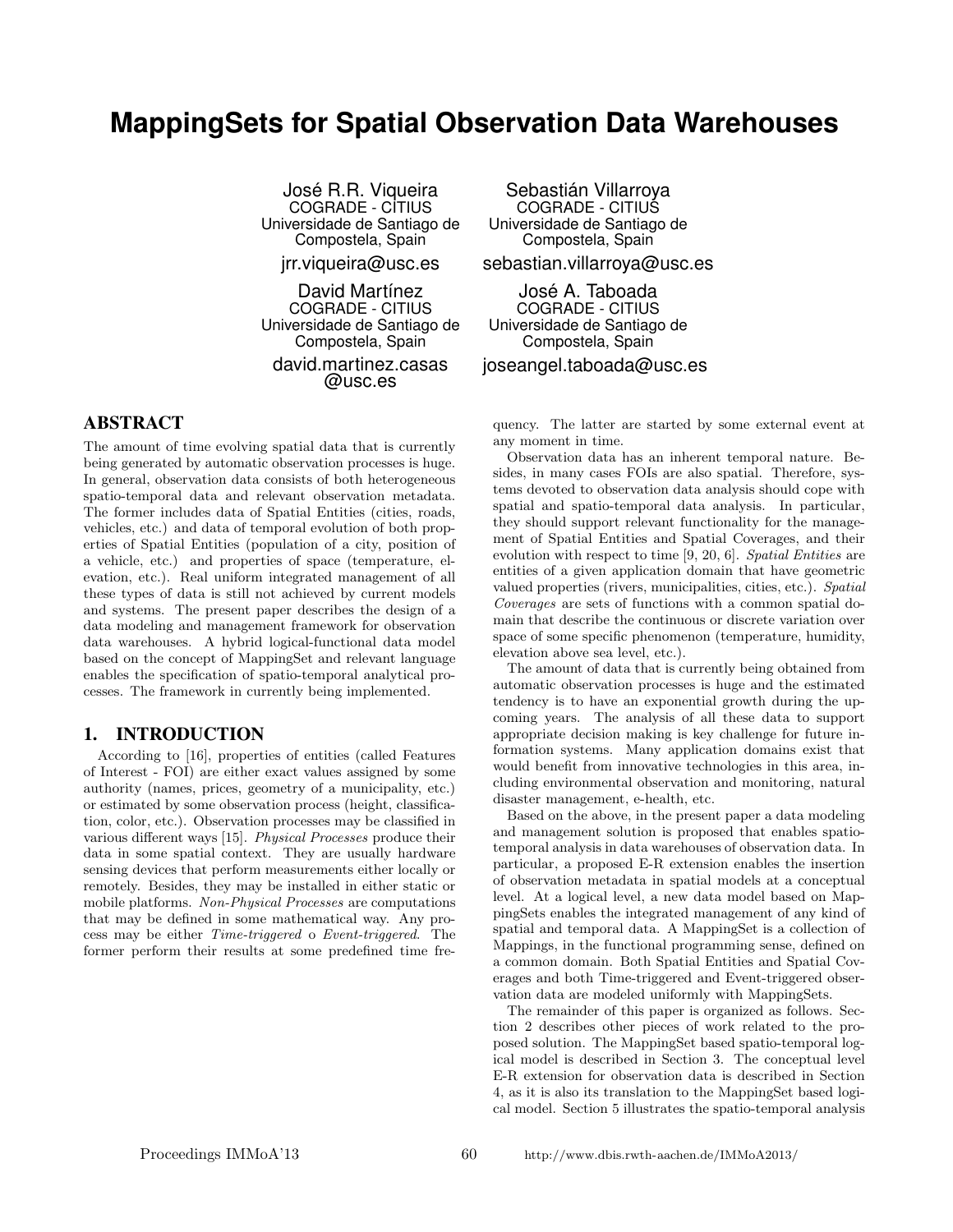# MappingSets for Spatial Observation Data Warehouses

José R.R. Viqueira
COGRADE - CITIUS
Universidade de Santiago de Compostela, Spain
jrr.viqueira@usc.es

Sebastián Villarroya
COGRADE - CITIUS
Universidade de Santiago de Compostela, Spain
sebastian.villarroya@usc.es

David Martínez
COGRADE - CITIUS
Universidade de Santiago de Compostela, Spain
david.martinez.casas@usc.es

José A. Taboada
COGRADE - CITIUS
Universidade de Santiago de Compostela, Spain
joseangel.taboada@usc.es

## ABSTRACT

The amount of time evolving spatial data that is currently being generated by automatic observation processes is huge. In general, observation data consists of both heterogeneous spatio-temporal data and relevant observation metadata. The former includes data of Spatial Entities (cities, roads, vehicles, etc.) and data of temporal evolution of both properties of Spatial Entities (population of a city, position of a vehicle, etc.) and properties of space (temperature, elevation, etc.). Real uniform integrated management of all these types of data is still not achieved by current models and systems. The present paper describes the design of a data modeling and management framework for observation data warehouses. A hybrid logical-functional data model based on the concept of MappingSet and relevant language enables the specification of spatio-temporal analytical processes. The framework in currently being implemented.

## 1. INTRODUCTION

According to [16], properties of entities (called Features of Interest - FOI) are either exact values assigned by some authority (names, prices, geometry of a municipality, etc.) or estimated by some observation process (height, classification, color, etc.). Observation processes may be classified in various different ways [15]. *Physical Processes* produce their data in some spatial context. They are usually hardware sensing devices that perform measurements either locally or remotely. Besides, they may be installed in either static or mobile platforms. *Non-Physical Processes* are computations that may be defined in some mathematical way. Any process may be either *Time-triggered* o *Event-triggered*. The former perform their results at some predefined time frequency. The latter are started by some external event at any moment in time.

Observation data has an inherent temporal nature. Besides, in many cases FOIs are also spatial. Therefore, systems devoted to observation data analysis should cope with spatial and spatio-temporal data analysis. In particular, they should support relevant functionality for the management of Spatial Entities and Spatial Coverages, and their evolution with respect to time [9, 20, 6]. *Spatial Entities* are entities of a given application domain that have geometric valued properties (rivers, municipalities, cities, etc.). *Spatial Coverages* are sets of functions with a common spatial domain that describe the continuous or discrete variation over space of some specific phenomenon (temperature, humidity, elevation above sea level, etc.).

The amount of data that is currently being obtained from automatic observation processes is huge and the estimated tendency is to have an exponential growth during the upcoming years. The analysis of all these data to support appropriate decision making is key challenge for future information systems. Many application domains exist that would benefit from innovative technologies in this area, including environmental observation and monitoring, natural disaster management, e-health, etc.

Based on the above, in the present paper a data modeling and management solution is proposed that enables spatio-temporal analysis in data warehouses of observation data. In particular, a proposed E-R extension enables the insertion of observation metadata in spatial models at a conceptual level. At a logical level, a new data model based on MappingSets enables the integrated management of any kind of spatial and temporal data. A MappingSet is a collection of Mappings, in the functional programming sense, defined on a common domain. Both Spatial Entities and Spatial Coverages and both Time-triggered and Event-triggered observation data are modeled uniformly with MappingSets.

The remainder of this paper is organized as follows. Section 2 describes other pieces of work related to the proposed solution. The MappingSet based spatio-temporal logical model is described in Section 3. The conceptual level E-R extension for observation data is described in Section 4, as it is also its translation to the MappingSet based logical model. Section 5 illustrates the spatio-temporal analysis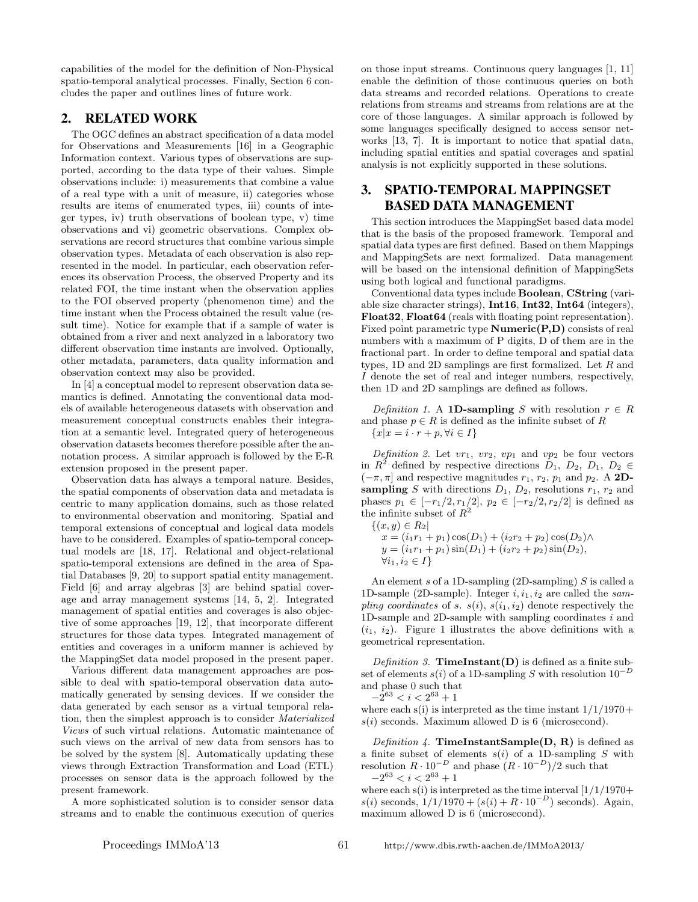capabilities of the model for the definition of Non-Physical spatio-temporal analytical processes. Finally, Section 6 concludes the paper and outlines lines of future work.

## 2. RELATED WORK

The OGC defines an abstract specification of a data model for Observations and Measurements [16] in a Geographic Information context. Various types of observations are supported, according to the data type of their values. Simple observations include: i) measurements that combine a value of a real type with a unit of measure, ii) categories whose results are items of enumerated types, iii) counts of integer types, iv) truth observations of boolean type, v) time observations and vi) geometric observations. Complex observations are record structures that combine various simple observation types. Metadata of each observation is also represented in the model. In particular, each observation references its observation Process, the observed Property and its related FOI, the time instant when the observation applies to the FOI observed property (phenomenon time) and the time instant when the Process obtained the result value (result time). Notice for example that if a sample of water is obtained from a river and next analyzed in a laboratory two different observation time instants are involved. Optionally, other metadata, parameters, data quality information and observation context may also be provided.

In [4] a conceptual model to represent observation data semantics is defined. Annotating the conventional data models of available heterogeneous datasets with observation and measurement conceptual constructs enables their integration at a semantic level. Integrated query of heterogeneous observation datasets becomes therefore possible after the annotation process. A similar approach is followed by the E-R extension proposed in the present paper.

Observation data has always a temporal nature. Besides, the spatial components of observation data and metadata is centric to many application domains, such as those related to environmental observation and monitoring. Spatial and temporal extensions of conceptual and logical data models have to be considered. Examples of spatio-temporal conceptual models are [18, 17]. Relational and object-relational spatio-temporal extensions are defined in the area of Spatial Databases [9, 20] to support spatial entity management. Field [6] and array algebras [3] are behind spatial coverage and array management systems [14, 5, 2]. Integrated management of spatial entities and coverages is also objective of some approaches [19, 12], that incorporate different structures for those data types. Integrated management of entities and coverages in a uniform manner is achieved by the MappingSet data model proposed in the present paper.

Various different data management approaches are possible to deal with spatio-temporal observation data automatically generated by sensing devices. If we consider the data generated by each sensor as a virtual temporal relation, then the simplest approach is to consider *Materialized Views* of such virtual relations. Automatic maintenance of such views on the arrival of new data from sensors has to be solved by the system [8]. Automatically updating these views through Extraction Transformation and Load (ETL) processes on sensor data is the approach followed by the present framework.

A more sophisticated solution is to consider sensor data streams and to enable the continuous execution of queries on those input streams. Continuous query languages [1, 11] enable the definition of those continuous queries on both data streams and recorded relations. Operations to create relations from streams and streams from relations are at the core of those languages. A similar approach is followed by some languages specifically designed to access sensor networks [13, 7]. It is important to notice that spatial data, including spatial entities and spatial coverages and spatial analysis is not explicitly supported in these solutions.

## 3. SPATIO-TEMPORAL MAPPINGSET BASED DATA MANAGEMENT

This section introduces the MappingSet based data model that is the basis of the proposed framework. Temporal and spatial data types are first defined. Based on them Mappings and MappingSets are next formalized. Data management will be based on the intensional definition of MappingSets using both logical and functional paradigms.

Conventional data types include **Boolean**, **CString** (variable size character strings), **Int16**, **Int32**, **Int64** (integers), **Float32**, **Float64** (reals with floating point representation). Fixed point parametric type **Numeric(P,D)** consists of real numbers with a maximum of P digits, D of them are in the fractional part. In order to define temporal and spatial data types, 1D and 2D samplings are first formalized. Let $R$ and $I$ denote the set of real and integer numbers, respectively, then 1D and 2D samplings are defined as follows.

*Definition 1.* A **1D-sampling** $S$ with resolution $r \in R$ and phase $p \in R$ is defined as the infinite subset of $R$
$\{x | x = i \cdot r + p, \forall i \in I\}$

*Definition 2.* Let $vr_1$, $vr_2$, $vp_1$ and $vp_2$ be four vectors in $R^2$ defined by respective directions $D_1$, $D_2$, $D_1$, $D_2 \in (-\pi, \pi]$ and respective magnitudes $r_1$, $r_2$, $p_1$ and $p_2$. A **2D-sampling** $S$ with directions $D_1$, $D_2$, resolutions $r_1$, $r_2$ and phases $p_1 \in [-r_1/2, r_1/2]$, $p_2 \in [-r_2/2, r_2/2]$ is defined as the infinite subset of $R^2$

$$\{(x, y) \in R_2 | \\ x = (i_1 r_1 + p_1)\cos(D_1) + (i_2 r_2 + p_2)\cos(D_2) \wedge \\ y = (i_1 r_1 + p_1)\sin(D_1) + (i_2 r_2 + p_2)\sin(D_2), \\ \forall i_1, i_2 \in I\}$$

An element $s$ of a 1D-sampling (2D-sampling) $S$ is called a 1D-sample (2D-sample). Integer $i, i_1, i_2$ are called the *sampling coordinates* of $s$. $s(i)$, $s(i_1, i_2)$ denote respectively the 1D-sample and 2D-sample with sampling coordinates $i$ and $(i_1, i_2)$. Figure 1 illustrates the above definitions with a geometrical representation.

*Definition 3.* **TimeInstant(D)** is defined as a finite subset of elements $s(i)$ of a 1D-sampling $S$ with resolution $10^{-D}$ and phase 0 such that
$-2^{63} < i < 2^{63} + 1$
where each s(i) is interpreted as the time instant $1/1/1970 + s(i)$ seconds. Maximum allowed D is 6 (microsecond).

*Definition 4.* **TimeInstantSample(D, R)** is defined as a finite subset of elements $s(i)$ of a 1D-sampling $S$ with resolution $R \cdot 10^{-D}$ and phase $(R \cdot 10^{-D})/2$ such that
$-2^{63} < i < 2^{63} + 1$
where each s(i) is interpreted as the time interval $[1/1/1970 + s(i)$ seconds, $1/1/1970 + (s(i) + R \cdot 10^{-D})$ seconds). Again, maximum allowed D is 6 (microsecond).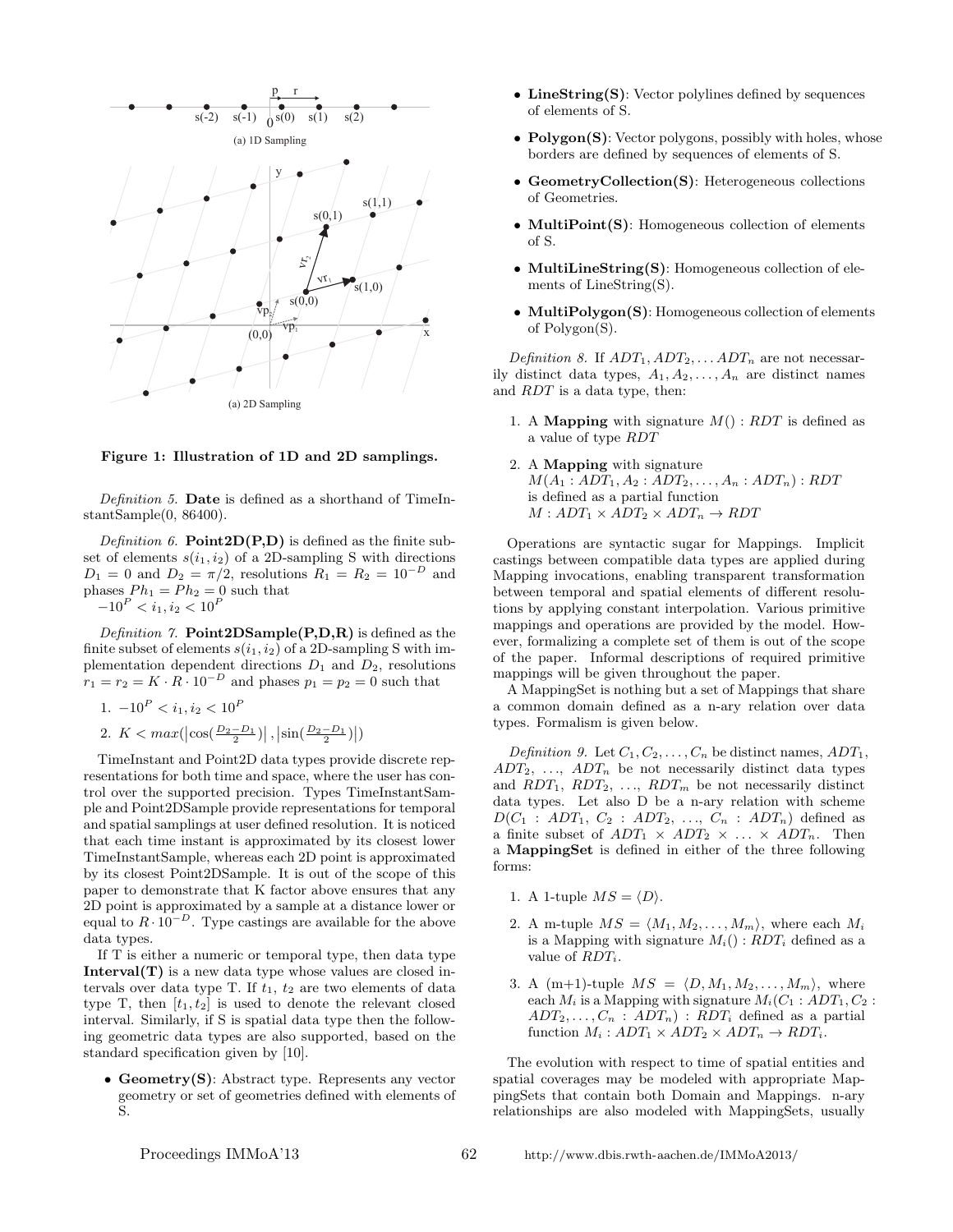Figure 1: Illustration of 1D and 2D samplings.

*Definition 5.* **Date** is defined as a shorthand of TimeInstantSample(0, 86400).

*Definition 6.* **Point2D(P,D)** is defined as the finite subset of elements $s(i_1, i_2)$ of a 2D-sampling S with directions $D_1 = 0$ and $D_2 = \pi/2$, resolutions $R_1 = R_2 = 10^{-D}$ and phases $Ph_1 = Ph_2 = 0$ such that $-10^P < i_1, i_2 < 10^P$

*Definition 7.* **Point2DSample(P,D,R)** is defined as the finite subset of elements $s(i_1, i_2)$ of a 2D-sampling S with implementation dependent directions $D_1$ and $D_2$, resolutions $r_1 = r_2 = K \cdot R \cdot 10^{-D}$ and phases $p_1 = p_2 = 0$ such that

1. $-10^P < i_1, i_2 < 10^P$
2. $K < max(\left|\cos(\frac{D_2 - D_1}{2})\right|, \left|\sin(\frac{D_2 - D_1}{2})\right|)$

TimeInstant and Point2D data types provide discrete representations for both time and space, where the user has control over the supported precision. Types TimeInstantSample and Point2DSample provide representations for temporal and spatial samplings at user defined resolution. It is noticed that each time instant is approximated by its closest lower TimeInstantSample, whereas each 2D point is approximated by its closest Point2DSample. It is out of the scope of this paper to demonstrate that K factor above ensures that any 2D point is approximated by a sample at a distance lower or equal to $R \cdot 10^{-D}$. Type castings are available for the above data types.

If T is either a numeric or temporal type, then data type **Interval(T)** is a new data type whose values are closed intervals over data type T. If $t_1$, $t_2$ are two elements of data type T, then $[t_1, t_2]$ is used to denote the relevant closed interval. Similarly, if S is spatial data type then the following geometric data types are also supported, based on the standard specification given by [10].

- **Geometry(S)**: Abstract type. Represents any vector geometry or set of geometries defined with elements of S.
- **LineString(S)**: Vector polylines defined by sequences of elements of S.
- **Polygon(S)**: Vector polygons, possibly with holes, whose borders are defined by sequences of elements of S.
- **GeometryCollection(S)**: Heterogeneous collections of Geometries.
- **MultiPoint(S)**: Homogeneous collection of elements of S.
- **MultiLineString(S)**: Homogeneous collection of elements of LineString(S).
- **MultiPolygon(S)**: Homogeneous collection of elements of Polygon(S).

*Definition 8.* If $ADT_1, ADT_2, \ldots ADT_n$ are not necessarily distinct data types, $A_1, A_2, \ldots, A_n$ are distinct names and $RDT$ is a data type, then:

1. A **Mapping** with signature $M() : RDT$ is defined as a value of type $RDT$
2. A **Mapping** with signature $M(A_1 : ADT_1, A_2 : ADT_2, \ldots, A_n : ADT_n) : RDT$ is defined as a partial function $M : ADT_1 \times ADT_2 \times ADT_n \rightarrow RDT$

Operations are syntactic sugar for Mappings. Implicit castings between compatible data types are applied during Mapping invocations, enabling transparent transformation between temporal and spatial elements of different resolutions by applying constant interpolation. Various primitive mappings and operations are provided by the model. However, formalizing a complete set of them is out of the scope of the paper. Informal descriptions of required primitive mappings will be given throughout the paper.

A MappingSet is nothing but a set of Mappings that share a common domain defined as a n-ary relation over data types. Formalism is given below.

*Definition 9.* Let $C_1, C_2, \ldots, C_n$ be distinct names, $ADT_1$, $ADT_2$, ..., $ADT_n$ be not necessarily distinct data types and $RDT_1$, $RDT_2$, ..., $RDT_m$ be not necessarily distinct data types. Let also D be a n-ary relation with scheme $D(C_1 : ADT_1, C_2 : ADT_2, \ldots, C_n : ADT_n)$ defined as a finite subset of $ADT_1 \times ADT_2 \times \ldots \times ADT_n$. Then a **MappingSet** is defined in either of the three following forms:

1. A 1-tuple $MS = \langle D \rangle$.
2. A m-tuple $MS = \langle M_1, M_2, \ldots, M_m \rangle$, where each $M_i$ is a Mapping with signature $M_i() : RDT_i$ defined as a value of $RDT_i$.
3. A (m+1)-tuple $MS = \langle D, M_1, M_2, \ldots, M_m \rangle$, where each $M_i$ is a Mapping with signature $M_i(C_1 : ADT_1, C_2 : ADT_2, \ldots, C_n : ADT_n) : RDT_i$ defined as a partial function $M_i : ADT_1 \times ADT_2 \times ADT_n \rightarrow RDT_i$.

The evolution with respect to time of spatial entities and spatial coverages may be modeled with appropriate MappingSets that contain both Domain and Mappings. n-ary relationships are also modeled with MappingSets, usually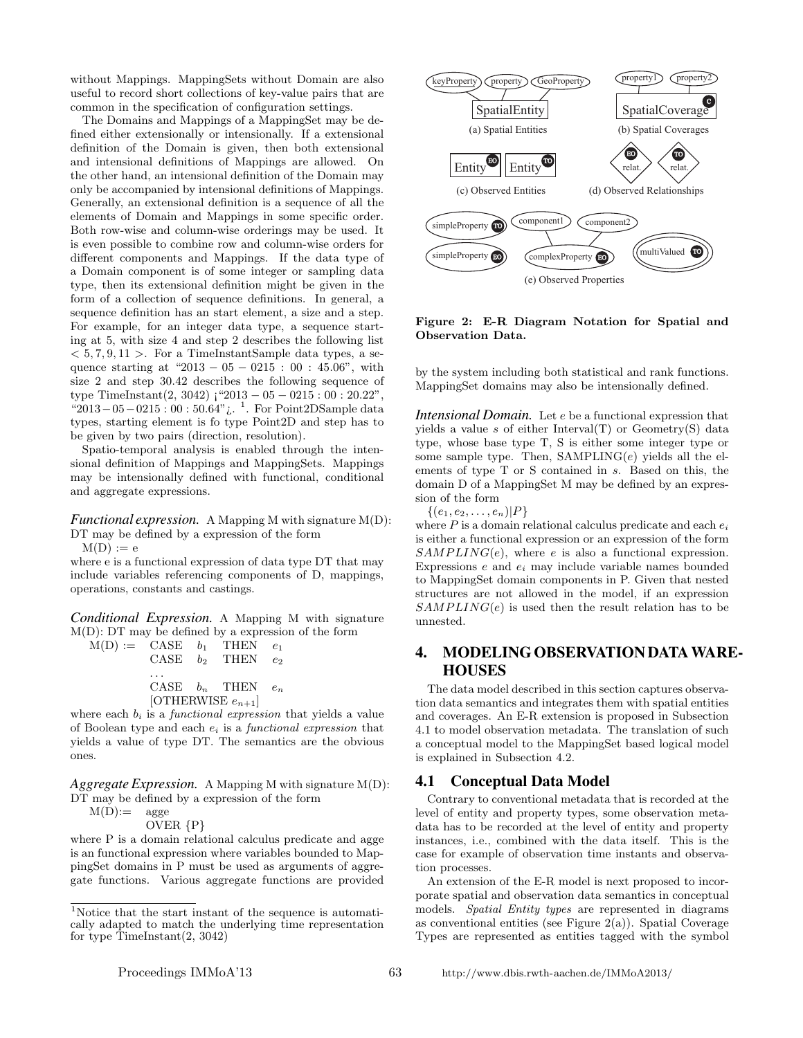without Mappings. MappingSets without Domain are also useful to record short collections of key-value pairs that are common in the specification of configuration settings.

The Domains and Mappings of a MappingSet may be defined either extensionally or intensionally. If a extensional definition of the Domain is given, then both extensional and intensional definitions of Mappings are allowed. On the other hand, an intensional definition of the Domain may only be accompanied by intensional definitions of Mappings. Generally, an extensional definition is a sequence of all the elements of Domain and Mappings in some specific order. Both row-wise and column-wise orderings may be used. It is even possible to combine row and column-wise orders for different components and Mappings. If the data type of a Domain component is of some integer or sampling data type, then its extensional definition might be given in the form of a collection of sequence definitions. In general, a sequence definition has an start element, a size and a step. For example, for an integer data type, a sequence starting at 5, with size 4 and step 2 describes the following list $< 5, 7, 9, 11 >$. For a TimeInstantSample data types, a sequence starting at "$2013-05-0215:00:45.06$", with size 2 and step 30.42 describes the following sequence of type TimeInstant(2, 3042) ¡"$2013-05-0215:00:20.22$", "$2013-05-0215:00:50.64$"¿. [1]. For Point2DSample data types, starting element is fo type Point2D and step has to be given by two pairs (direction, resolution).

Spatio-temporal analysis is enabled through the intensional definition of Mappings and MappingSets. Mappings may be intensionally defined with functional, conditional and aggregate expressions.

***Functional expression.*** A Mapping M with signature M(D): DT may be defined by a expression of the form

M(D) := e

where e is a functional expression of data type DT that may include variables referencing components of D, mappings, operations, constants and castings.

***Conditional Expression.*** A Mapping M with signature M(D): DT may be defined by a expression of the form

$$
\begin{array}{llll}
M(D) := & \text{CASE} & b_1 & \text{THEN} \quad e_1 \\
 & \text{CASE} & b_2 & \text{THEN} \quad e_2 \\
 & \ldots & & \\
 & \text{CASE} & b_n & \text{THEN} \quad e_n \\
 & \text{[OTHERWISE } e_{n+1}] & &
\end{array}
$$

where each $b_i$ is a *functional expression* that yields a value of Boolean type and each $e_i$ is a *functional expression* that yields a value of type DT. The semantics are the obvious ones.

***Aggregate Expression.*** A Mapping M with signature M(D): DT may be defined by a expression of the form

M(D):= agge
OVER {P}

where P is a domain relational calculus predicate and agge is an functional expression where variables bounded to MappingSet domains in P must be used as arguments of aggregate functions. Various aggregate functions are provided by the system including both statistical and rank functions. MappingSet domains may also be intensionally defined.

***Intensional Domain.*** Let $e$ be a functional expression that yields a value $s$ of either Interval(T) or Geometry(S) data type, whose base type T, S is either some integer type or some sample type. Then, SAMPLING($e$) yields all the elements of type T or S contained in $s$. Based on this, the domain D of a MappingSet M may be defined by an expression of the form

$\{(e_1, e_2, \ldots, e_n)|P\}$

where $P$ is a domain relational calculus predicate and each $e_i$ is either a functional expression or an expression of the form $SAMPLING(e)$, where $e$ is also a functional expression. Expressions $e$ and $e_i$ may include variable names bounded to MappingSet domain components in P. Given that nested structures are not allowed in the model, if an expression $SAMPLING(e)$ is used then the result relation has to be unnested.

Figure 2: E-R Diagram Notation for Spatial and Observation Data.

## 4. MODELING OBSERVATION DATA WAREHOUSES

The data model described in this section captures observation data semantics and integrates them with spatial entities and coverages. An E-R extension is proposed in Subsection 4.1 to model observation metadata. The translation of such a conceptual model to the MappingSet based logical model is explained in Subsection 4.2.

### 4.1 Conceptual Data Model

Contrary to conventional metadata that is recorded at the level of entity and property types, some observation metadata has to be recorded at the level of entity and property instances, i.e., combined with the data itself. This is the case for example of observation time instants and observation processes.

An extension of the E-R model is next proposed to incorporate spatial and observation data semantics in conceptual models. *Spatial Entity types* are represented in diagrams as conventional entities (see Figure 2(a)). Spatial Coverage Types are represented as entities tagged with the symbol

[1] Notice that the start instant of the sequence is automatically adapted to match the underlying time representation for type TimeInstant(2, 3042)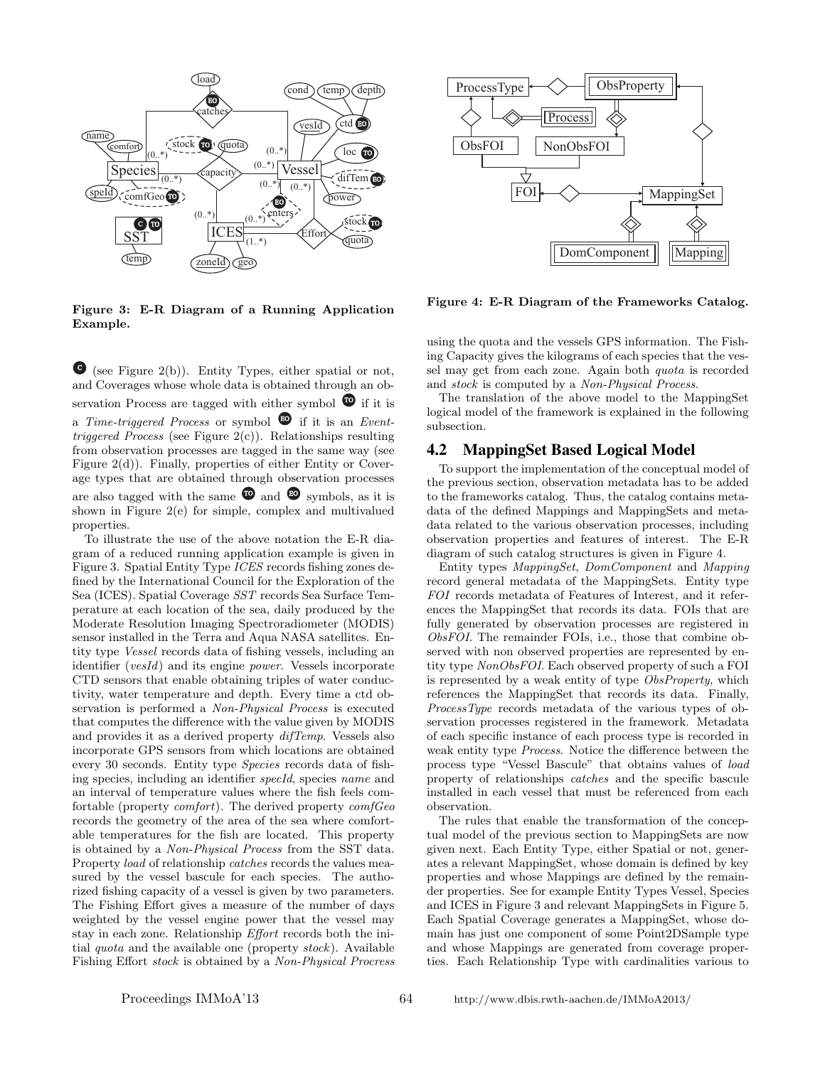Figure 3: E-R Diagram of a Running Application Example.

Figure 4: E-R Diagram of the Frameworks Catalog.

C (see Figure 2(b)). Entity Types, either spatial or not, and Coverages whose whole data is obtained through an observation Process are tagged with either symbol TO if it is a *Time-triggered Process* or symbol EO if it is an *Event-triggered Process* (see Figure 2(c)). Relationships resulting from observation processes are tagged in the same way (see Figure 2(d)). Finally, properties of either Entity or Coverage types that are obtained through observation processes are also tagged with the same TO and EO symbols, as it is shown in Figure 2(e) for simple, complex and multivalued properties.

To illustrate the use of the above notation the E-R diagram of a reduced running application example is given in Figure 3. Spatial Entity Type *ICES* records fishing zones defined by the International Council for the Exploration of the Sea (ICES). Spatial Coverage *SST* records Sea Surface Temperature at each location of the sea, daily produced by the Moderate Resolution Imaging Spectroradiometer (MODIS) sensor installed in the Terra and Aqua NASA satellites. Entity type *Vessel* records data of fishing vessels, including an identifier (*vesId*) and its engine *power*. Vessels incorporate CTD sensors that enable obtaining triples of water conductivity, water temperature and depth. Every time a ctd observation is performed a *Non-Physical Process* is executed that computes the difference with the value given by MODIS and provides it as a derived property *difTemp*. Vessels also incorporate GPS sensors from which locations are obtained every 30 seconds. Entity type *Species* records data of fishing species, including an identifier *specId*, species *name* and an interval of temperature values where the fish feels comfortable (property *comfort*). The derived property *comfGeo* records the geometry of the area of the sea where comfortable temperatures for the fish are located. This property is obtained by a *Non-Physical Process* from the SST data. Property *load* of relationship *catches* records the values measured by the vessel bascule for each species. The authorized fishing capacity of a vessel is given by two parameters. The Fishing Effort gives a measure of the number of days weighted by the vessel engine power that the vessel may stay in each zone. Relationship *Effort* records both the initial *quota* and the available one (property *stock*). Available Fishing Effort *stock* is obtained by a *Non-Physical Procress* using the quota and the vessels GPS information. The Fishing Capacity gives the kilograms of each species that the vessel may get from each zone. Again both *quota* is recorded and *stock* is computed by a *Non-Physical Process*.

The translation of the above model to the MappingSet logical model of the framework is explained in the following subsection.

## 4.2 MappingSet Based Logical Model

To support the implementation of the conceptual model of the previous section, observation metadata has to be added to the frameworks catalog. Thus, the catalog contains metadata of the defined Mappings and MappingSets and metadata related to the various observation processes, including observation properties and features of interest. The E-R diagram of such catalog structures is given in Figure 4.

Entity types *MappingSet*, *DomComponent* and *Mapping* record general metadata of the MappingSets. Entity type *FOI* records metadata of Features of Interest, and it references the MappingSet that records its data. FOIs that are fully generated by observation processes are registered in *ObsFOI*. The remainder FOIs, i.e., those that combine observed with non observed properties are represented by entity type *NonObsFOI*. Each observed property of such a FOI is represented by a weak entity of type *ObsProperty*, which references the MappingSet that records its data. Finally, *ProcessType* records metadata of the various types of observation processes registered in the framework. Metadata of each specific instance of each process type is recorded in weak entity type *Process*. Notice the difference between the process type "Vessel Bascule" that obtains values of *load* property of relationships *catches* and the specific bascule installed in each vessel that must be referenced from each observation.

The rules that enable the transformation of the conceptual model of the previous section to MappingSets are now given next. Each Entity Type, either Spatial or not, generates a relevant MappingSet, whose domain is defined by key properties and whose Mappings are defined by the remainder properties. See for example Entity Types Vessel, Species and ICES in Figure 3 and relevant MappingSets in Figure 5. Each Spatial Coverage generates a MappingSet, whose domain has just one component of some Point2DSample type and whose Mappings are generated from coverage properties. Each Relationship Type with cardinalities various to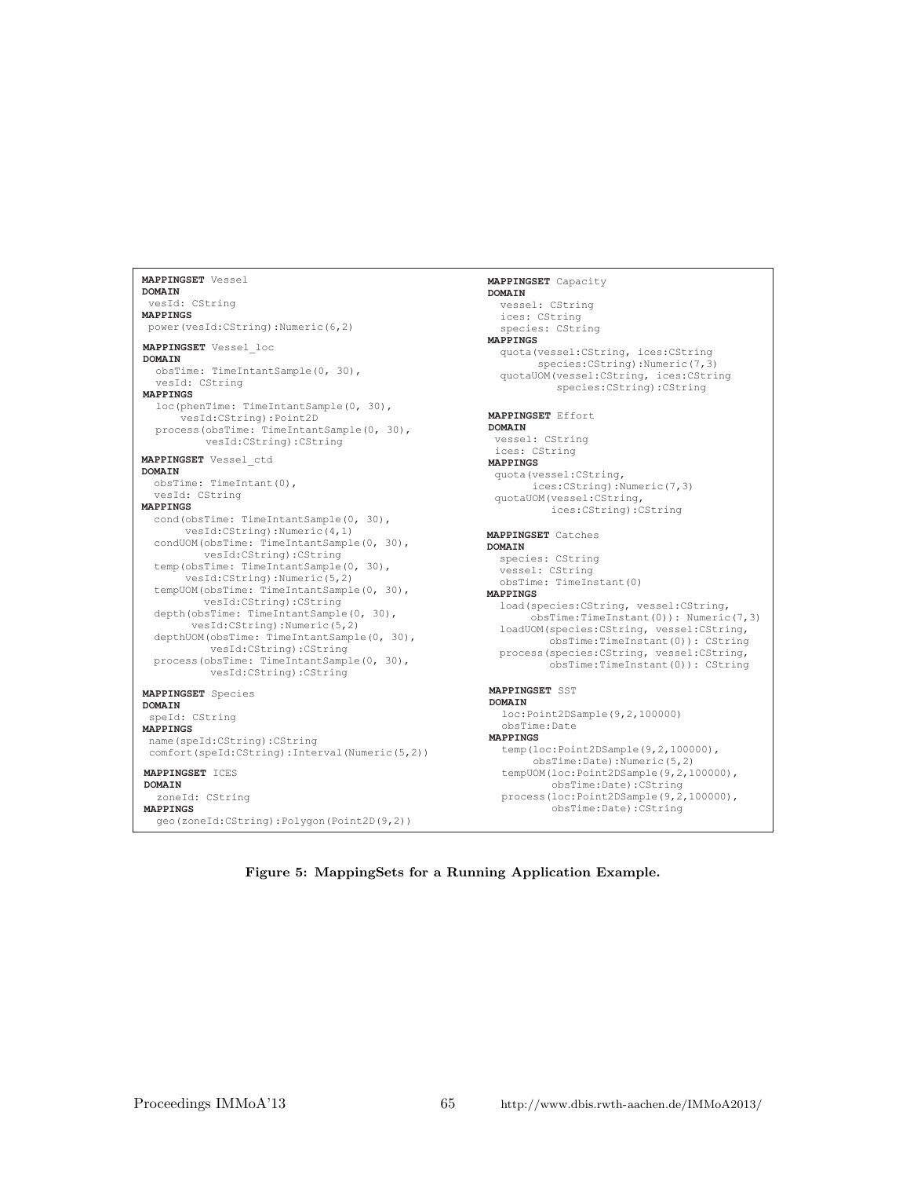```
MAPPINGSET Vessel
DOMAIN
 vesId: CString
MAPPINGS
 power(vesId:CString):Numeric(6,2)

MAPPINGSET Vessel_loc
DOMAIN
  obsTime: TimeIntantSample(0, 30),
  vesId: CString
MAPPINGS
  loc(phenTime: TimeIntantSample(0, 30),
      vesId:CString):Point2D
  process(obsTime: TimeIntantSample(0, 30),
          vesId:CString):CString

MAPPINGSET Vessel_ctd
DOMAIN
  obsTime: TimeIntant(0),
  vesId: CString
MAPPINGS
  cond(obsTime: TimeIntantSample(0, 30),
       vesId:CString):Numeric(4,1)
  condUOM(obsTime: TimeIntantSample(0, 30),
          vesId:CString):CString
  temp(obsTime: TimeIntantSample(0, 30),
       vesId:CString):Numeric(5,2)
  tempUOM(obsTime: TimeIntantSample(0, 30),
          vesId:CString):CString
  depth(obsTime: TimeIntantSample(0, 30),
        vesId:CString):Numeric(5,2)
  depthUOM(obsTime: TimeIntantSample(0, 30),
           vesId:CString):CString
  process(obsTime: TimeIntantSample(0, 30),
          vesId:CString):CString

MAPPINGSET Species
DOMAIN
 speId: CString
MAPPINGS
 name(speId:CString):CString
 comfort(speId:CString):Interval(Numeric(5,2))

MAPPINGSET ICES
DOMAIN
  zoneId: CString
MAPPINGS
  geo(zoneId:CString):Polygon(Point2D(9,2))

MAPPINGSET Capacity
DOMAIN
  vessel: CString
  ices: CString
  species: CString
MAPPINGS
  quota(vessel:CString, ices:CString
        species:CString):Numeric(7,3)
  quotaUOM(vessel:CString, ices:CString
           species:CString):CString

MAPPINGSET Effort
DOMAIN
 vessel: CString
 ices: CString
MAPPINGS
 quota(vessel:CString,
       ices:CString):Numeric(7,3)
 quotaUOM(vessel:CString,
          ices:CString):CString

MAPPINGSET Catches
DOMAIN
  species: CString
  vessel: CString
  obsTime: TimeInstant(0)
MAPPINGS
  load(species:CString, vessel:CString,
       obsTime:TimeInstant(0)): Numeric(7,3)
  loadUOM(species:CString, vessel:CString,
          obsTime:TimeInstant(0)): CString
  process(species:CString, vessel:CString,
          obsTime:TimeInstant(0)): CString

MAPPINGSET SST
DOMAIN
  loc:Point2DSample(9,2,100000)
  obsTime:Date
MAPPINGS
  temp(loc:Point2DSample(9,2,100000),
       obsTime:Date):Numeric(5,2)
  tempUOM(loc:Point2DSample(9,2,100000),
          obsTime:Date):CString
  process(loc:Point2DSample(9,2,100000),
          obsTime:Date):CString
```

**Figure 5: MappingSets for a Running Application Example.**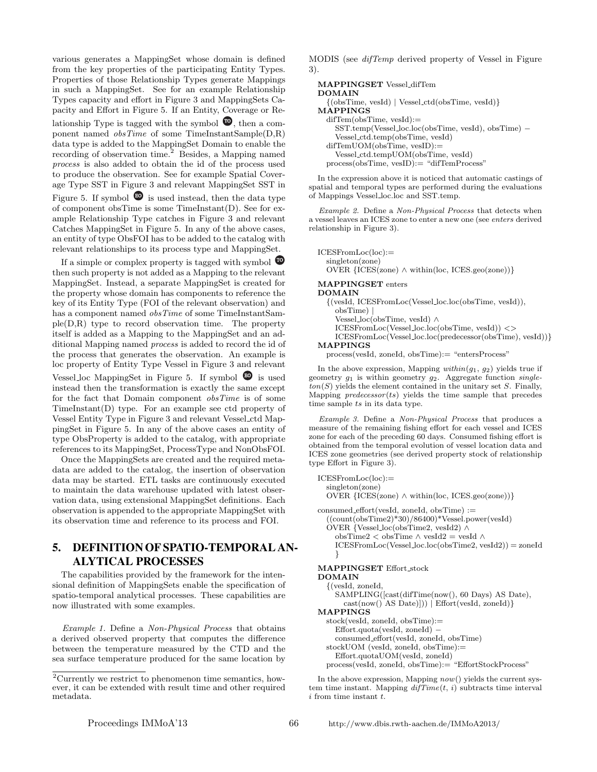various generates a MappingSet whose domain is defined from the key properties of the participating Entity Types. Properties of those Relationship Types generate Mappings in such a MappingSet. See for an example Relationship Types capacity and effort in Figure 3 and MappingSets Capacity and Effort in Figure 5. If an Entity, Coverage or Relationship Type is tagged with the symbol TO, then a component named *obsTime* of some TimeInstantSample(D,R) data type is added to the MappingSet Domain to enable the recording of observation time.[2] Besides, a Mapping named *process* is also added to obtain the id of the process used to produce the observation. See for example Spatial Coverage Type SST in Figure 3 and relevant MappingSet SST in Figure 5. If symbol EO is used instead, then the data type of component obsTime is some TimeInstant(D). See for example Relationship Type catches in Figure 3 and relevant Catches MappingSet in Figure 5. In any of the above cases, an entity of type ObsFOI has to be added to the catalog with relevant relationships to its process type and MappingSet.

If a simple or complex property is tagged with symbol TO then such property is not added as a Mapping to the relevant MappingSet. Instead, a separate MappingSet is created for the property whose domain has components to reference the key of its Entity Type (FOI of the relevant observation) and has a component named *obsTime* of some TimeInstantSample(D,R) type to record observation time. The property itself is added as a Mapping to the MappingSet and an additional Mapping named *process* is added to record the id of the process that generates the observation. An example is loc property of Entity Type Vessel in Figure 3 and relevant Vessel_loc MappingSet in Figure 5. If symbol EO is used instead then the transformation is exactly the same except for the fact that Domain component *obsTime* is of some TimeInstant(D) type. For an example see ctd property of Vessel Entity Type in Figure 3 and relevant Vessel_ctd MappingSet in Figure 5. In any of the above cases an entity of type ObsProperty is added to the catalog, with appropriate references to its MappingSet, ProcessType and NonObsFOI.

Once the MappingSets are created and the required metadata are added to the catalog, the insertion of observation data may be started. ETL tasks are continuously executed to maintain the data warehouse updated with latest observation data, using extensional MappingSet definitions. Each observation is appended to the appropriate MappingSet with its observation time and reference to its process and FOI.

## 5. DEFINITION OF SPATIO-TEMPORAL ANALYTICAL PROCESSES

The capabilities provided by the framework for the intensional definition of MappingSets enable the specification of spatio-temporal analytical processes. These capabilities are now illustrated with some examples.

*Example 1.* Define a *Non-Physical Process* that obtains a derived observed property that computes the difference between the temperature measured by the CTD and the sea surface temperature produced for the same location by MODIS (see *difTemp* derived property of Vessel in Figure 3).

```
MAPPINGSET Vessel_difTem
DOMAIN
  {(obsTime, vesId) | Vessel_ctd(obsTime, vesId)}
MAPPINGS
  difTem(obsTime, vesId):=
    SST.temp(Vessel_loc.loc(obsTime, vesId), obsTime) −
    Vessel_ctd.temp(obsTime, vesId)
  difTemUOM(obsTime, vesID):=
    Vessel_ctd.tempUOM(obsTime, vesId)
  process(obsTime, vesID):= "difTemProcess"
```

In the expression above it is noticed that automatic castings of spatial and temporal types are performed during the evaluations of Mappings Vessel_loc.loc and SST.temp.

*Example 2.* Define a *Non-Physical Process* that detects when a vessel leaves an ICES zone to enter a new one (see *enters* derived relationship in Figure 3).

```
ICESFromLoc(loc):=
  singleton(zone)
  OVER {ICES(zone) ∧ within(loc, ICES.geo(zone))}

MAPPINGSET enters
DOMAIN
  {(vesId, ICESFromLoc(Vessel_loc.loc(obsTime, vesId)),
    obsTime) |
    Vessel_loc(obsTime, vesId) ∧
    ICESFromLoc(Vessel_loc.loc(obsTime, vesId)) <>
    ICESFromLoc(Vessel_loc.loc(predecessor(obsTime), vesId))}
MAPPINGS
  process(vesId, zoneId, obsTime):= "entersProcess"
```

In the above expression, Mapping *within*($g_1$, $g_2$) yields true if geometry $g_1$ is within geometry $g_2$. Aggregate function *singleton*($S$) yields the element contained in the unitary set $S$. Finally, Mapping *predecessor*($ts$) yields the time sample that precedes time sample $ts$ in its data type.

*Example 3.* Define a *Non-Physical Process* that produces a measure of the remaining fishing effort for each vessel and ICES zone for each of the preceding 60 days. Consumed fishing effort is obtained from the temporal evolution of vessel location data and ICES zone geometries (see derived property stock of relationship type Effort in Figure 3).

```
ICESFromLoc(loc):=
  singleton(zone)
  OVER {ICES(zone) ∧ within(loc, ICES.geo(zone))}

consumed_effort(vesId, zoneId, obsTime) :=
  ((count(obsTime2)*30)/86400)*Vessel.power(vesId)
  OVER {Vessel_loc(obsTime2, vesId2) ∧
    obsTime2 < obsTime ∧ vesId2 = vesId ∧
    ICESFromLoc(Vessel_loc.loc(obsTime2, vesId2)) = zoneId
    }

MAPPINGSET Effort_stock
DOMAIN
  {(vesId, zoneId,
    SAMPLING([cast(difTime(now(), 60 Days) AS Date),
      cast(now() AS Date)])) | Effort(vesId, zoneId)}
MAPPINGS
  stock(vesId, zoneId, obsTime):=
    Effort.quota(vesId, zoneId) −
    consumed_effort(vesId, zoneId, obsTime)
  stockUOM (vesId, zoneId, obsTime):=
    Effort.quotaUOM(vesId, zoneId)
  process(vesId, zoneId, obsTime):= "EffortStockProcess"
```

In the above expression, Mapping *now*() yields the current system time instant. Mapping *difTime*($t$, $i$) subtracts time interval $i$ from time instant $t$.

[2] Currently we restrict to phenomenon time semantics, however, it can be extended with result time and other required metadata.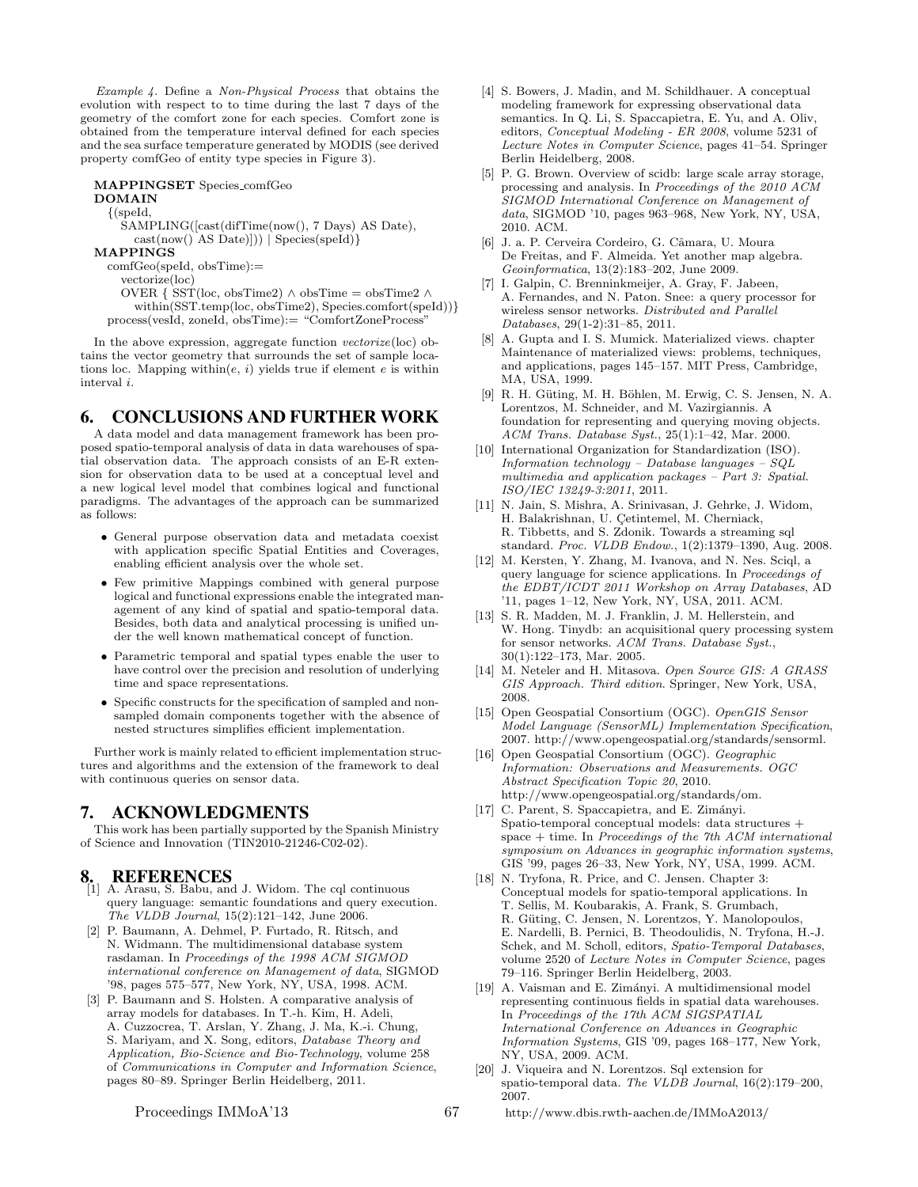*Example 4.* Define a *Non-Physical Process* that obtains the evolution with respect to to time during the last 7 days of the geometry of the comfort zone for each species. Comfort zone is obtained from the temperature interval defined for each species and the sea surface temperature generated by MODIS (see derived property comfGeo of entity type species in Figure 3).

```
MAPPINGSET Species_comfGeo
DOMAIN
  {(speId,
    SAMPLING([cast(difTime(now(), 7 Days) AS Date),
      cast(now() AS Date)])) | Species(speId)}
MAPPINGS
  comfGeo(speId, obsTime):=
    vectorize(loc)
    OVER { SST(loc, obsTime2) ∧ obsTime = obsTime2 ∧
      within(SST.temp(loc, obsTime2), Species.comfort(speId))}
  process(vesId, zoneId, obsTime):= "ComfortZoneProcess"
```

In the above expression, aggregate function *vectorize*(loc) obtains the vector geometry that surrounds the set of sample locations loc. Mapping within(*e*, *i*) yields true if element *e* is within interval *i*.

## 6. CONCLUSIONS AND FURTHER WORK

A data model and data management framework has been proposed spatio-temporal analysis of data in data warehouses of spatial observation data. The approach consists of an E-R extension for observation data to be used at a conceptual level and a new logical level model that combines logical and functional paradigms. The advantages of the approach can be summarized as follows:

- General purpose observation data and metadata coexist with application specific Spatial Entities and Coverages, enabling efficient analysis over the whole set.
- Few primitive Mappings combined with general purpose logical and functional expressions enable the integrated management of any kind of spatial and spatio-temporal data. Besides, both data and analytical processing is unified under the well known mathematical concept of function.
- Parametric temporal and spatial types enable the user to have control over the precision and resolution of underlying time and space representations.
- Specific constructs for the specification of sampled and non-sampled domain components together with the absence of nested structures simplifies efficient implementation.

Further work is mainly related to efficient implementation structures and algorithms and the extension of the framework to deal with continuous queries on sensor data.

## 7. ACKNOWLEDGMENTS

This work has been partially supported by the Spanish Ministry of Science and Innovation (TIN2010-21246-C02-02).

## 8. REFERENCES

[1] A. Arasu, S. Babu, and J. Widom. The cql continuous query language: semantic foundations and query execution. *The VLDB Journal*, 15(2):121–142, June 2006.

[2] P. Baumann, A. Dehmel, P. Furtado, R. Ritsch, and N. Widmann. The multidimensional database system rasdaman. In *Proceedings of the 1998 ACM SIGMOD international conference on Management of data*, SIGMOD '98, pages 575–577, New York, NY, USA, 1998. ACM.

[3] P. Baumann and S. Holsten. A comparative analysis of array models for databases. In T.-h. Kim, H. Adeli, A. Cuzzocrea, T. Arslan, Y. Zhang, J. Ma, K.-i. Chung, S. Mariyam, and X. Song, editors, *Database Theory and Application, Bio-Science and Bio-Technology*, volume 258 of *Communications in Computer and Information Science*, pages 80–89. Springer Berlin Heidelberg, 2011.

[4] S. Bowers, J. Madin, and M. Schildhauer. A conceptual modeling framework for expressing observational data semantics. In Q. Li, S. Spaccapietra, E. Yu, and A. Oliv, editors, *Conceptual Modeling - ER 2008*, volume 5231 of *Lecture Notes in Computer Science*, pages 41–54. Springer Berlin Heidelberg, 2008.

[5] P. G. Brown. Overview of scidb: large scale array storage, processing and analysis. In *Proceedings of the 2010 ACM SIGMOD International Conference on Management of data*, SIGMOD '10, pages 963–968, New York, NY, USA, 2010. ACM.

[6] J. a. P. Cerveira Cordeiro, G. Câmara, U. Moura De Freitas, and F. Almeida. Yet another map algebra. *Geoinformatica*, 13(2):183–202, June 2009.

[7] I. Galpin, C. Brenninkmeijer, A. Gray, F. Jabeen, A. Fernandes, and N. Paton. Snee: a query processor for wireless sensor networks. *Distributed and Parallel Databases*, 29(1-2):31–85, 2011.

[8] A. Gupta and I. S. Mumick. Materialized views. chapter Maintenance of materialized views: problems, techniques, and applications, pages 145–157. MIT Press, Cambridge, MA, USA, 1999.

[9] R. H. Güting, M. H. Böhlen, M. Erwig, C. S. Jensen, N. A. Lorentzos, M. Schneider, and M. Vazirgiannis. A foundation for representing and querying moving objects. *ACM Trans. Database Syst.*, 25(1):1–42, Mar. 2000.

[10] International Organization for Standardization (ISO). *Information technology – Database languages – SQL multimedia and application packages – Part 3: Spatial. ISO/IEC 13249-3:2011*, 2011.

[11] N. Jain, S. Mishra, A. Srinivasan, J. Gehrke, J. Widom, H. Balakrishnan, U. Çetintemel, M. Cherniack, R. Tibbetts, and S. Zdonik. Towards a streaming sql standard. *Proc. VLDB Endow.*, 1(2):1379–1390, Aug. 2008.

[12] M. Kersten, Y. Zhang, M. Ivanova, and N. Nes. Sciql, a query language for science applications. In *Proceedings of the EDBT/ICDT 2011 Workshop on Array Databases*, AD '11, pages 1–12, New York, NY, USA, 2011. ACM.

[13] S. R. Madden, M. J. Franklin, J. M. Hellerstein, and W. Hong. Tinydb: an acquisitional query processing system for sensor networks. *ACM Trans. Database Syst.*, 30(1):122–173, Mar. 2005.

[14] M. Neteler and H. Mitasova. *Open Source GIS: A GRASS GIS Approach. Third edition*. Springer, New York, USA, 2008.

[15] Open Geospatial Consortium (OGC). *OpenGIS Sensor Model Language (SensorML) Implementation Specification*, 2007. http://www.opengeospatial.org/standards/sensorml.

[16] Open Geospatial Consortium (OGC). *Geographic Information: Observations and Measurements. OGC Abstract Specification Topic 20*, 2010. http://www.opengeospatial.org/standards/om.

[17] C. Parent, S. Spaccapietra, and E. Zimányi. Spatio-temporal conceptual models: data structures + space + time. In *Proceedings of the 7th ACM international symposium on Advances in geographic information systems*, GIS '99, pages 26–33, New York, NY, USA, 1999. ACM.

[18] N. Tryfona, R. Price, and C. Jensen. Chapter 3: Conceptual models for spatio-temporal applications. In T. Sellis, M. Koubarakis, A. Frank, S. Grumbach, R. Güting, C. Jensen, N. Lorentzos, Y. Manolopoulos, E. Nardelli, B. Pernici, B. Theodoulidis, N. Tryfona, H.-J. Schek, and M. Scholl, editors, *Spatio-Temporal Databases*, volume 2520 of *Lecture Notes in Computer Science*, pages 79–116. Springer Berlin Heidelberg, 2003.

[19] A. Vaisman and E. Zimányi. A multidimensional model representing continuous fields in spatial data warehouses. In *Proceedings of the 17th ACM SIGSPATIAL International Conference on Advances in Geographic Information Systems*, GIS '09, pages 168–177, New York, NY, USA, 2009. ACM.

[20] J. Viqueira and N. Lorentzos. Sql extension for spatio-temporal data. *The VLDB Journal*, 16(2):179–200, 2007.